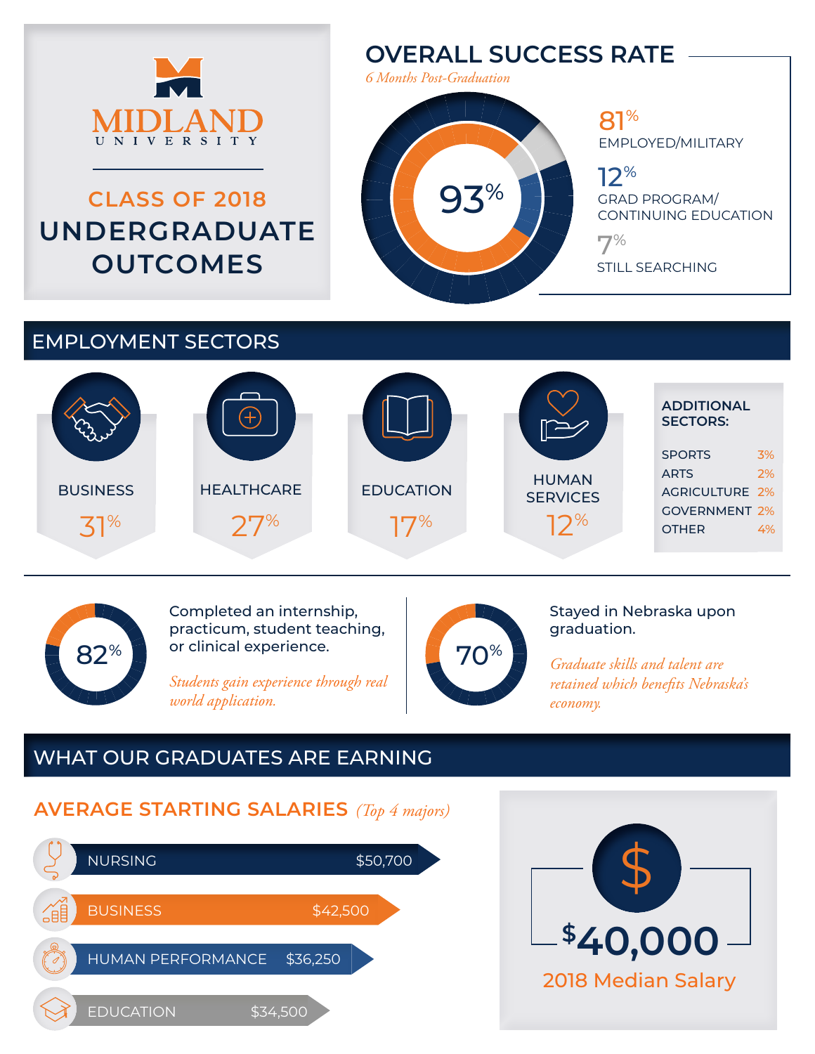# MIDLAND UNIVERSITY

## CLASS OF 2018 UNDERGRADUATE OUTCOMES

## OVERALL SUCCESS RATE

*6 Months Post-Graduation*

**93%**

- **81%** EMPLOYED/MILITARY
- **12%** GRAD PROGRAM/ CONTINUING EDUCATION
- **7%** STILL SEARCHING

## EMPLOYMENT SECTORS

| Sector | Percentage |
|---|---|
| BUSINESS | 31% |
| HEALTHCARE | 27% |
| EDUCATION | 17% |
| HUMAN SERVICES | 12% |

**ADDITIONAL SECTORS:**

| Sector | Percentage |
|---|---|
| SPORTS | 3% |
| ARTS | 2% |
| AGRICULTURE | 2% |
| GOVERNMENT | 2% |
| OTHER | 4% |

**82%** Completed an internship, practicum, student teaching, or clinical experience.

*Students gain experience through real world application.*

**70%** Stayed in Nebraska upon graduation.

*Graduate skills and talent are retained which benefits Nebraska's economy.*

## WHAT OUR GRADUATES ARE EARNING

### AVERAGE STARTING SALARIES *(Top 4 majors)*

| Major | Salary |
|---|---|
| NURSING | $50,700 |
| BUSINESS | $42,500 |
| HUMAN PERFORMANCE | $36,250 |
| EDUCATION | $34,500 |

**$40,000**

2018 Median Salary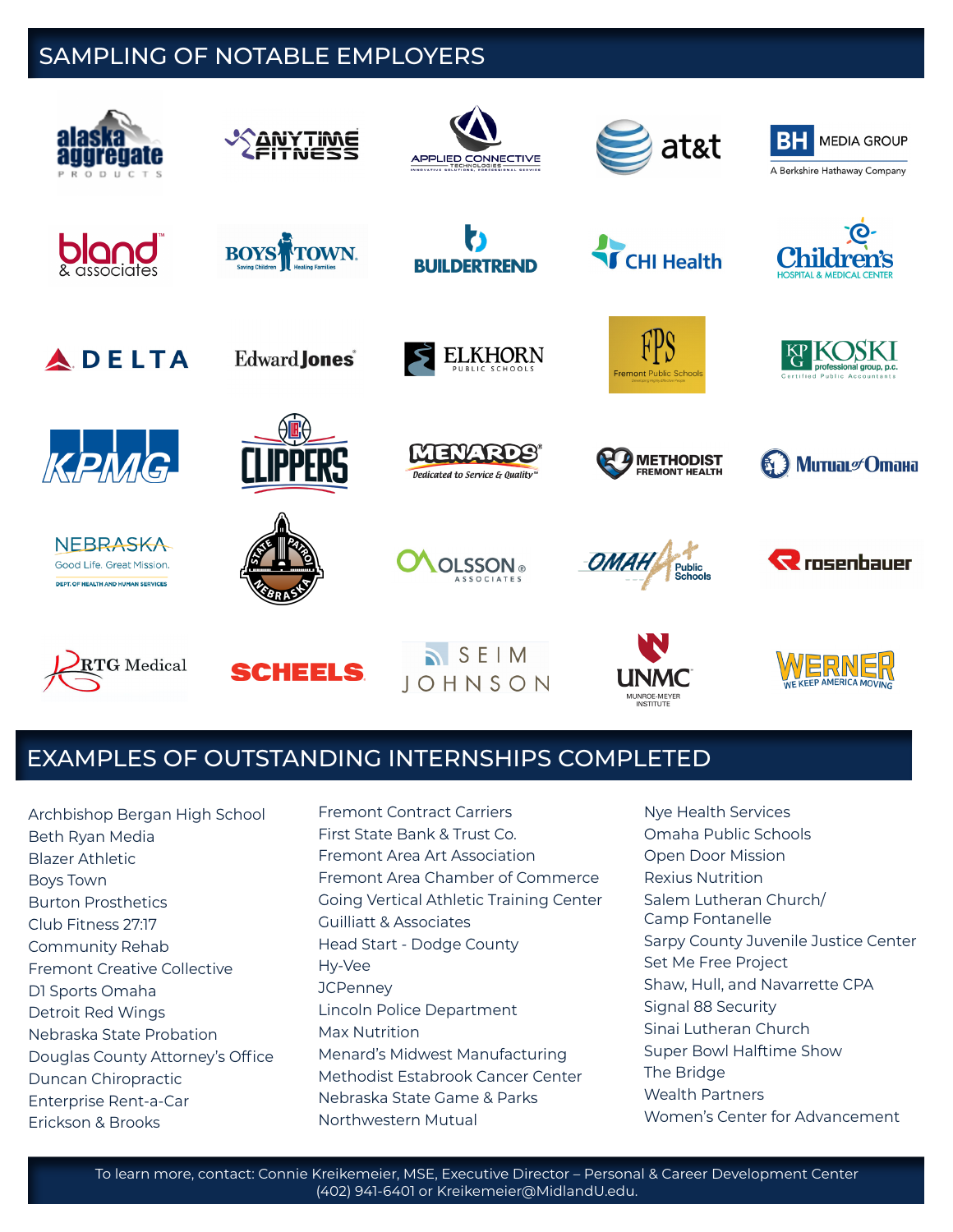## SAMPLING OF NOTABLE EMPLOYERS

alaska aggregate PRODUCTS

ANYTIME FITNESS

APPLIED CONNECTIVE TECHNOLOGIES

at&t

BH MEDIA GROUP
A Berkshire Hathaway Company

bland & associates

BOYS TOWN
Saving Children Healing Families

BUILDERTREND

CHI Health

Children's HOSPITAL & MEDICAL CENTER

DELTA

Edward Jones

ELKHORN PUBLIC SCHOOLS

FPS
Fremont Public Schools

KOSKI professional group, p.c.
Certified Public Accountants

KPMG

CLIPPERS

MENARDS
Dedicated to Service & Quality

METHODIST FREMONT HEALTH

Mutual of Omaha

NEBRASKA
Good Life. Great Mission.
DEPT. OF HEALTH AND HUMAN SERVICES

NEBRASKA STATE PATROL

OLSSON ASSOCIATES

OMAHA Public Schools

rosenbauer

RTG Medical

SCHEELS

SEIM JOHNSON

UNMC
MUNROE-MEYER INSTITUTE

WERNER
WE KEEP AMERICA MOVING

## EXAMPLES OF OUTSTANDING INTERNSHIPS COMPLETED

Archbishop Bergan High School
Beth Ryan Media
Blazer Athletic
Boys Town
Burton Prosthetics
Club Fitness 27:17
Community Rehab
Fremont Creative Collective
D1 Sports Omaha
Detroit Red Wings
Nebraska State Probation
Douglas County Attorney's Office
Duncan Chiropractic
Enterprise Rent-a-Car
Erickson & Brooks
Fremont Contract Carriers
First State Bank & Trust Co.
Fremont Area Art Association
Fremont Area Chamber of Commerce
Going Vertical Athletic Training Center
Guilliatt & Associates
Head Start - Dodge County
Hy-Vee
JCPenney
Lincoln Police Department
Max Nutrition
Menard's Midwest Manufacturing
Methodist Estabrook Cancer Center
Nebraska State Game & Parks
Northwestern Mutual
Nye Health Services
Omaha Public Schools
Open Door Mission
Rexius Nutrition
Salem Lutheran Church/
Camp Fontanelle
Sarpy County Juvenile Justice Center
Set Me Free Project
Shaw, Hull, and Navarrette CPA
Signal 88 Security
Sinai Lutheran Church
Super Bowl Halftime Show
The Bridge
Wealth Partners
Women's Center for Advancement

To learn more, contact: Connie Kreikemeier, MSE, Executive Director – Personal & Career Development Center
(402) 941-6401 or Kreikemeier@MidlandU.edu.